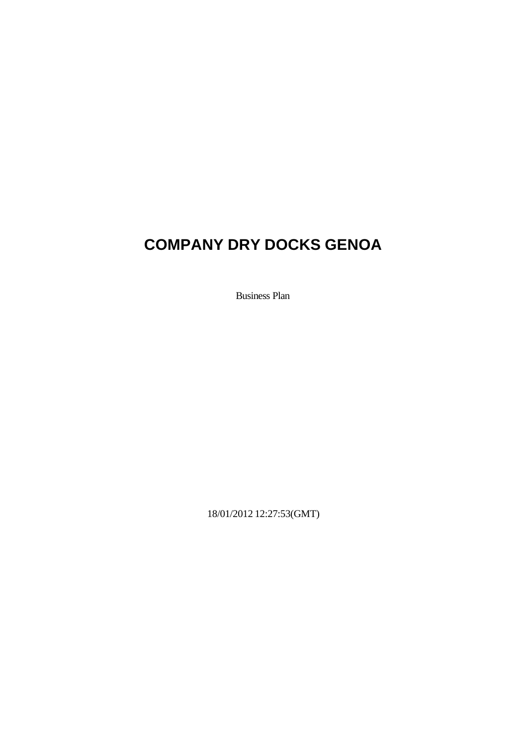# COMPANY DRY DOCKS GENOA

Business Plan

18/01/2012 12:27:53(GMT)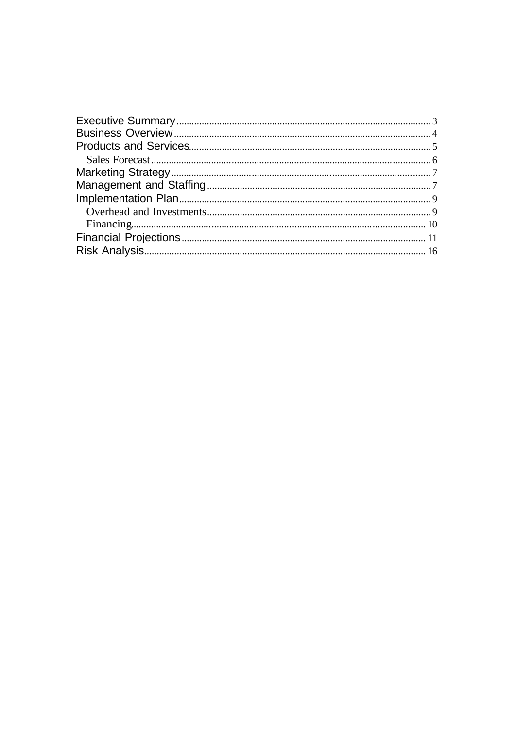Executive Summary .................................................................................................... 3
Business Overview ..................................................................................................... 4
Products and Services ................................................................................................ 5
    Sales Forecast .............................................................................................................. 6
Marketing Strategy ...................................................................................................... 7
Management and Staffing ........................................................................................ 7
Implementation Plan ................................................................................................... 9
    Overhead and Investments ........................................................................................ 9
    Financing .................................................................................................................... 10
Financial Projections ................................................................................................. 11
Risk Analysis ............................................................................................................... 16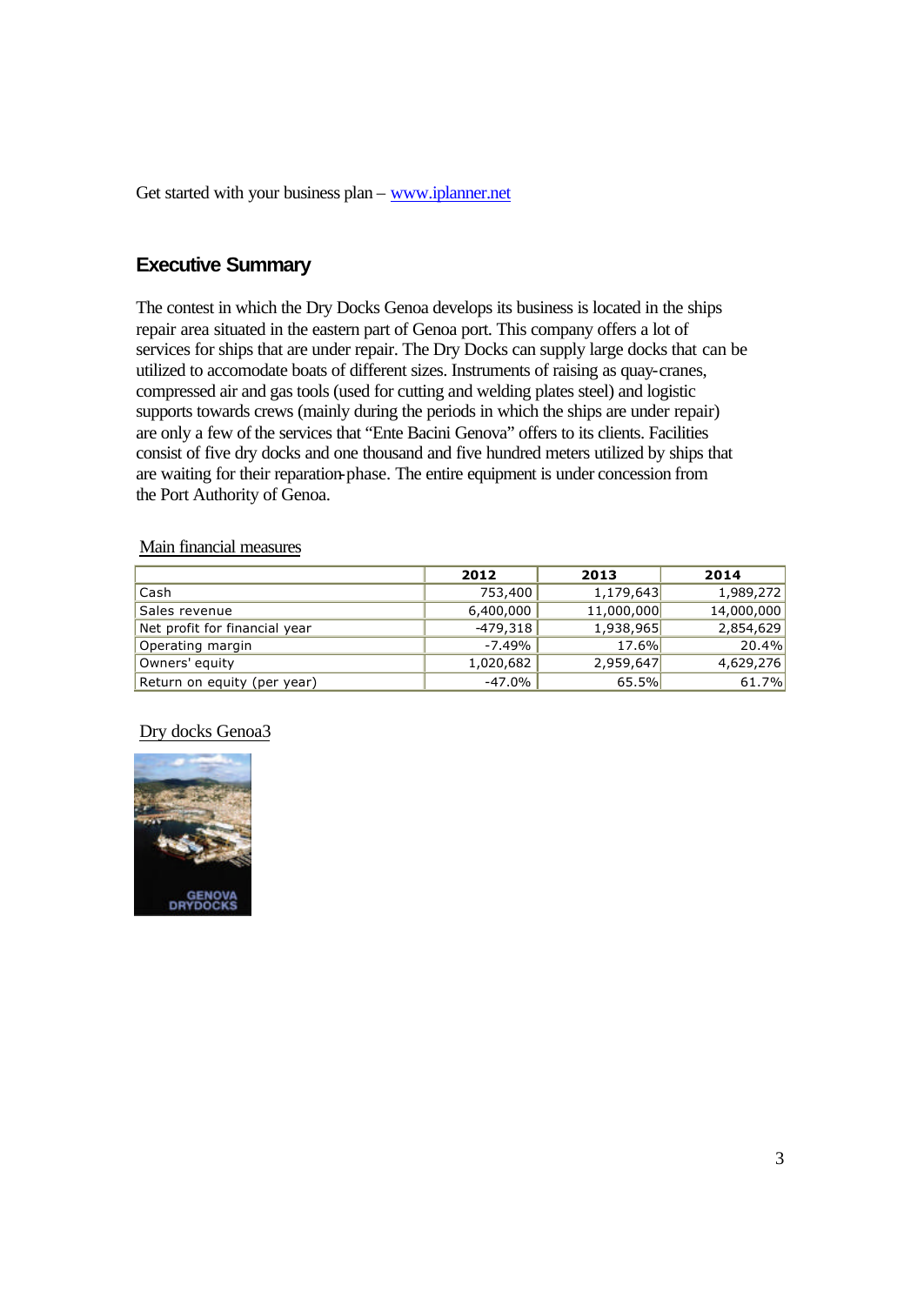Get started with your business plan – [www.iplanner.net](http://www.iplanner.net)

## Executive Summary

The contest in which the Dry Docks Genoa develops its business is located in the ships repair area situated in the eastern part of Genoa port. This company offers a lot of services for ships that are under repair. The Dry Docks can supply large docks that can be utilized to accomodate boats of different sizes. Instruments of raising as quay-cranes, compressed air and gas tools (used for cutting and welding plates steel) and logistic supports towards crews (mainly during the periods in which the ships are under repair) are only a few of the services that "Ente Bacini Genova" offers to its clients. Facilities consist of five dry docks and one thousand and five hundred meters utilized by ships that are waiting for their reparation-phase. The entire equipment is under concession from the Port Authority of Genoa.

Main financial measures

| | 2012 | 2013 | 2014 |
|---|---|---|---|
| Cash | 753,400 | 1,179,643 | 1,989,272 |
| Sales revenue | 6,400,000 | 11,000,000 | 14,000,000 |
| Net profit for financial year | -479,318 | 1,938,965 | 2,854,629 |
| Operating margin | -7.49% | 17.6% | 20.4% |
| Owners' equity | 1,020,682 | 2,959,647 | 4,629,276 |
| Return on equity (per year) | -47.0% | 65.5% | 61.7% |

Dry docks Genoa3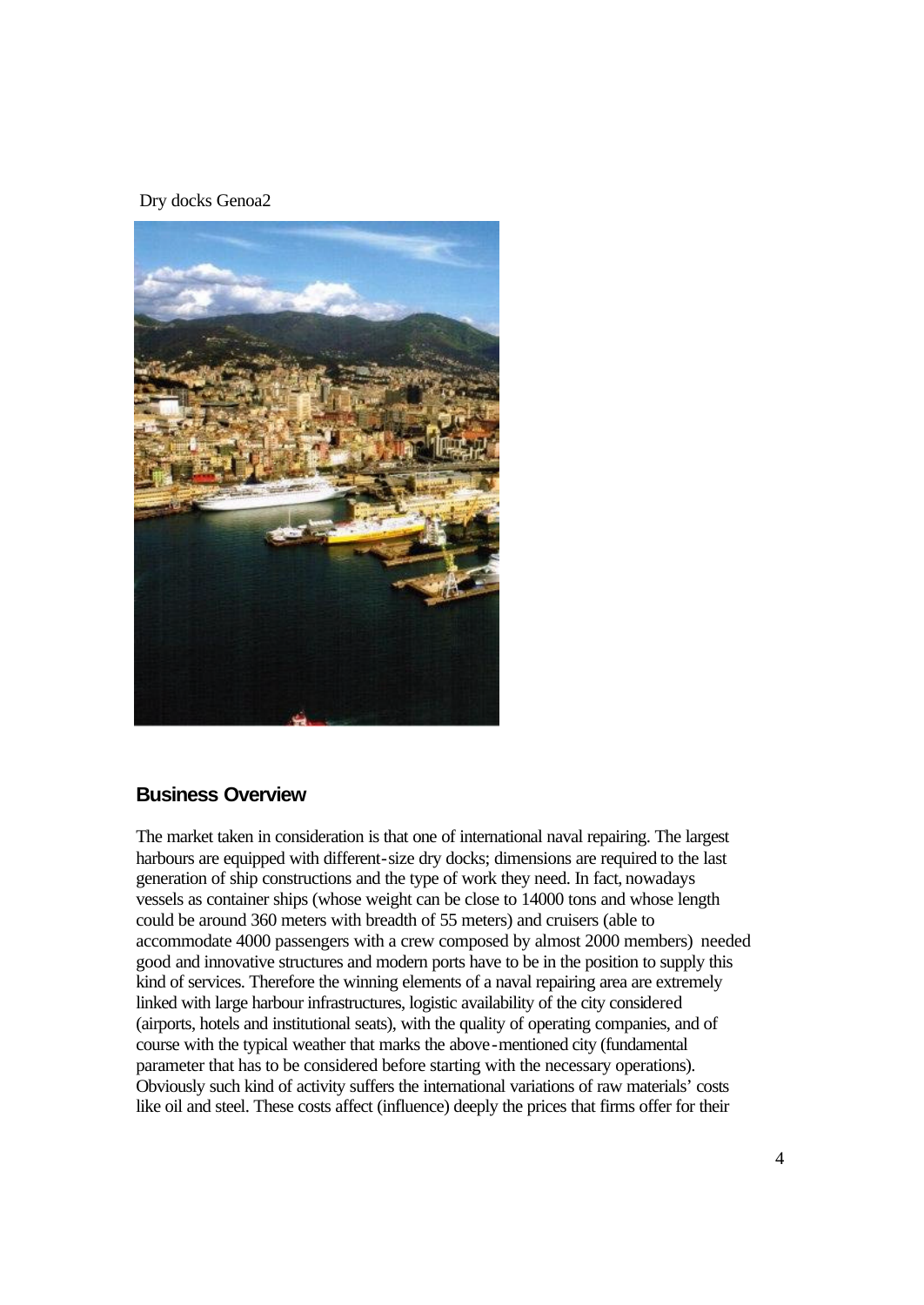Dry docks Genoa2

## Business Overview

The market taken in consideration is that one of international naval repairing. The largest harbours are equipped with different-size dry docks; dimensions are required to the last generation of ship constructions and the type of work they need. In fact, nowadays vessels as container ships (whose weight can be close to 14000 tons and whose length could be around 360 meters with breadth of 55 meters) and cruisers (able to accommodate 4000 passengers with a crew composed by almost 2000 members) needed good and innovative structures and modern ports have to be in the position to supply this kind of services. Therefore the winning elements of a naval repairing area are extremely linked with large harbour infrastructures, logistic availability of the city considered (airports, hotels and institutional seats), with the quality of operating companies, and of course with the typical weather that marks the above-mentioned city (fundamental parameter that has to be considered before starting with the necessary operations). Obviously such kind of activity suffers the international variations of raw materials' costs like oil and steel. These costs affect (influence) deeply the prices that firms offer for their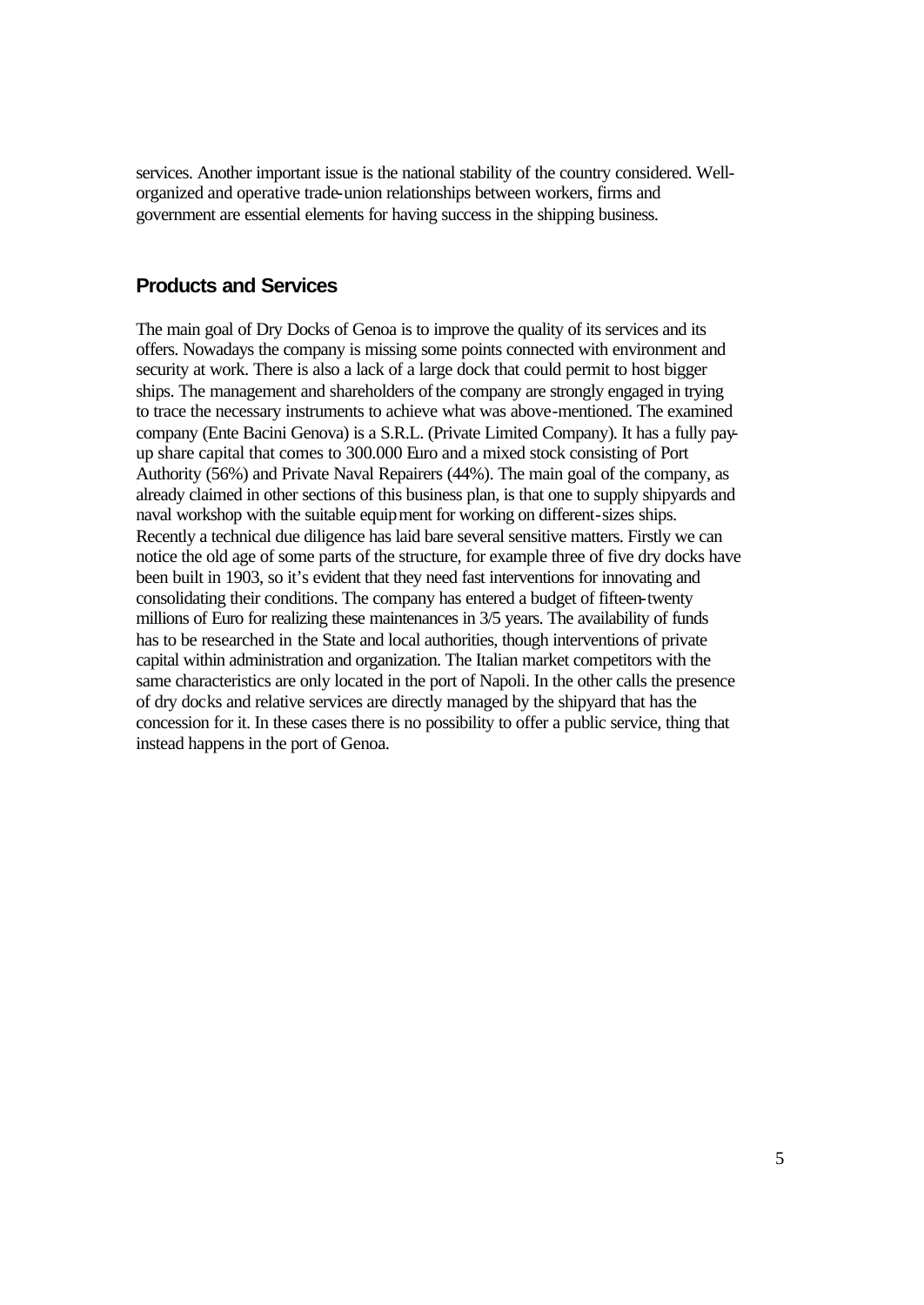services. Another important issue is the national stability of the country considered. Well-organized and operative trade-union relationships between workers, firms and government are essential elements for having success in the shipping business.

## Products and Services

The main goal of Dry Docks of Genoa is to improve the quality of its services and its offers. Nowadays the company is missing some points connected with environment and security at work. There is also a lack of a large dock that could permit to host bigger ships. The management and shareholders of the company are strongly engaged in trying to trace the necessary instruments to achieve what was above-mentioned. The examined company (Ente Bacini Genova) is a S.R.L. (Private Limited Company). It has a fully pay-up share capital that comes to 300.000 Euro and a mixed stock consisting of Port Authority (56%) and Private Naval Repairers (44%). The main goal of the company, as already claimed in other sections of this business plan, is that one to supply shipyards and naval workshop with the suitable equipment for working on different-sizes ships. Recently a technical due diligence has laid bare several sensitive matters. Firstly we can notice the old age of some parts of the structure, for example three of five dry docks have been built in 1903, so it's evident that they need fast interventions for innovating and consolidating their conditions. The company has entered a budget of fifteen-twenty millions of Euro for realizing these maintenances in 3/5 years. The availability of funds has to be researched in the State and local authorities, though interventions of private capital within administration and organization. The Italian market competitors with the same characteristics are only located in the port of Napoli. In the other calls the presence of dry docks and relative services are directly managed by the shipyard that has the concession for it. In these cases there is no possibility to offer a public service, thing that instead happens in the port of Genoa.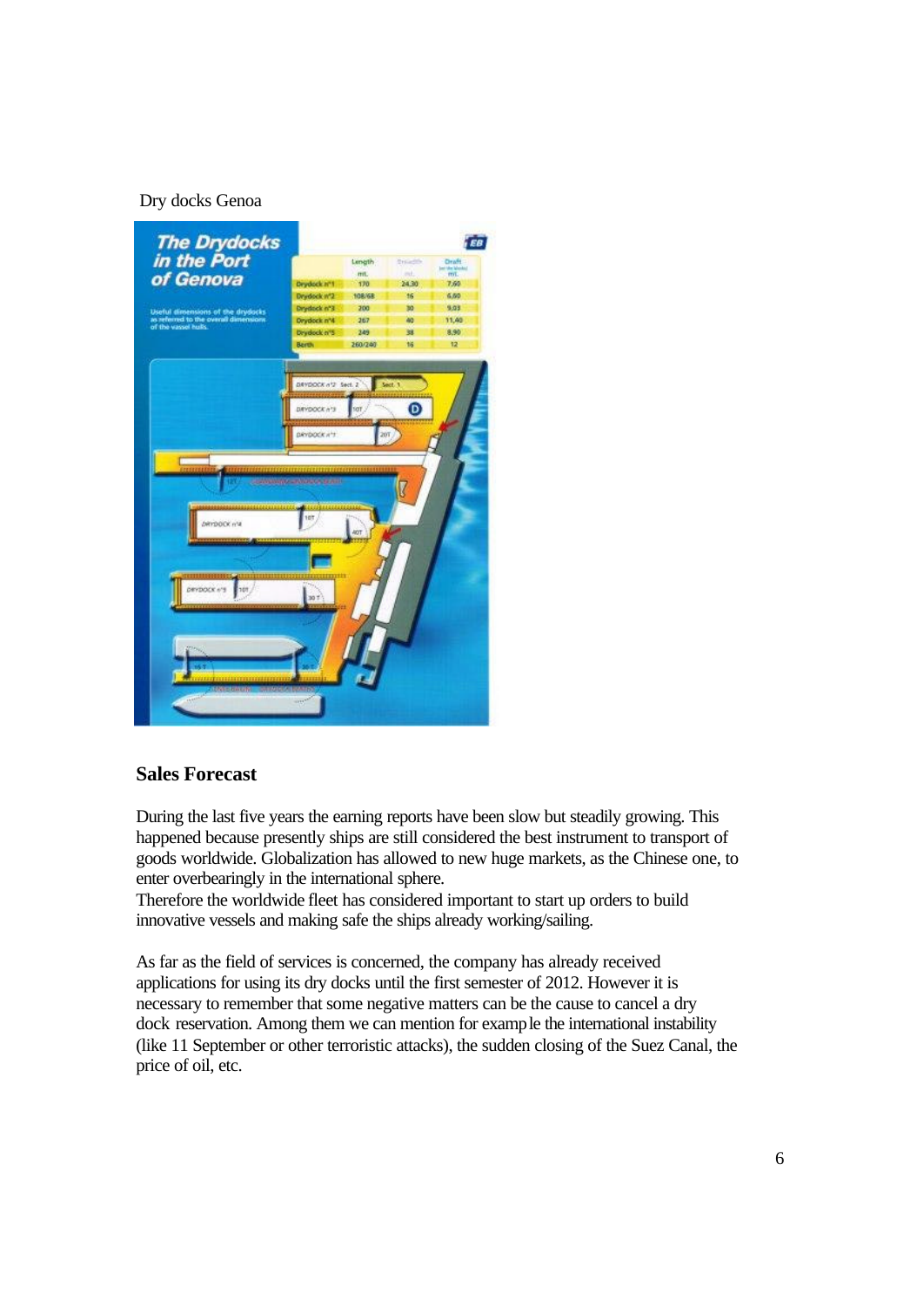Dry docks Genoa

## Sales Forecast

During the last five years the earning reports have been slow but steadily growing. This happened because presently ships are still considered the best instrument to transport of goods worldwide. Globalization has allowed to new huge markets, as the Chinese one, to enter overbearingly in the international sphere.
Therefore the worldwide fleet has considered important to start up orders to build innovative vessels and making safe the ships already working/sailing.

As far as the field of services is concerned, the company has already received applications for using its dry docks until the first semester of 2012. However it is necessary to remember that some negative matters can be the cause to cancel a dry dock reservation. Among them we can mention for example the international instability (like 11 September or other terroristic attacks), the sudden closing of the Suez Canal, the price of oil, etc.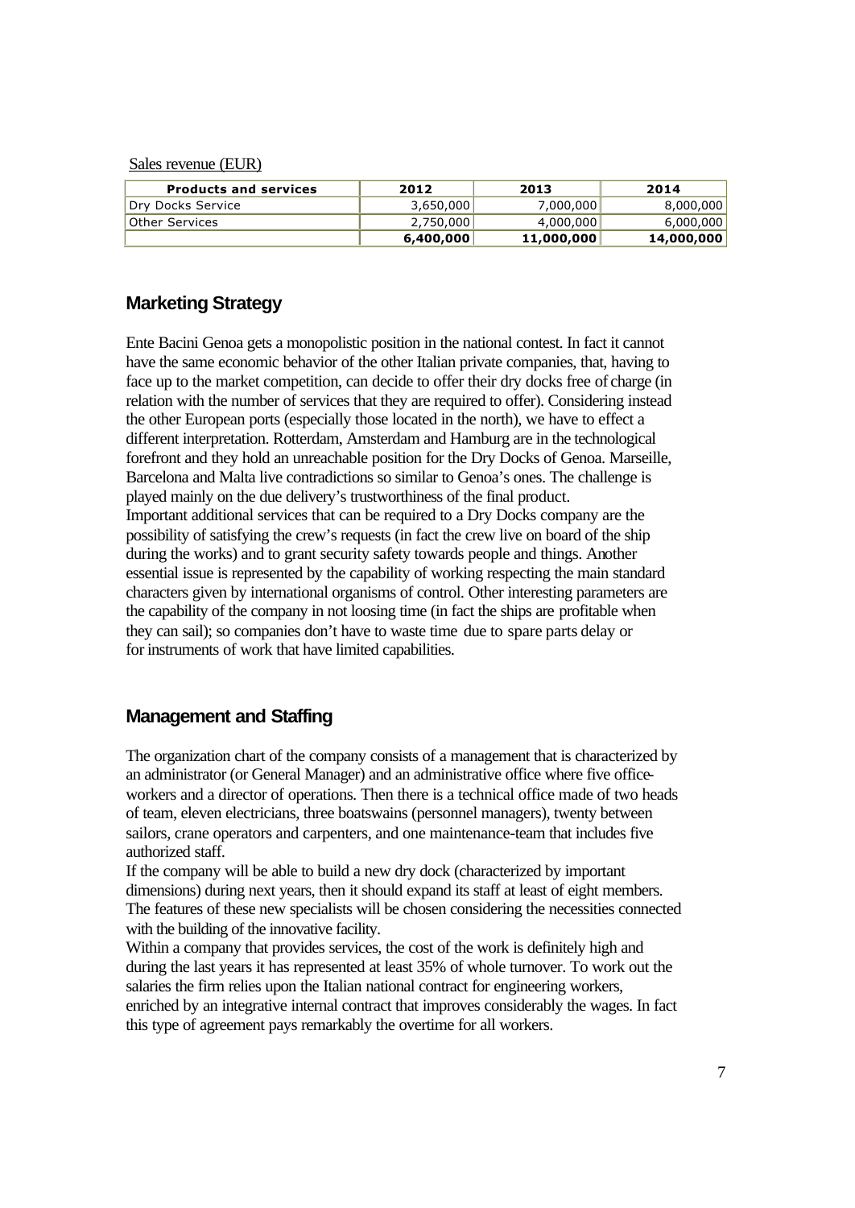Sales revenue (EUR)

| Products and services | 2012 | 2013 | 2014 |
| --- | --- | --- | --- |
| Dry Docks Service | 3,650,000 | 7,000,000 | 8,000,000 |
| Other Services | 2,750,000 | 4,000,000 | 6,000,000 |
| | **6,400,000** | **11,000,000** | **14,000,000** |

## Marketing Strategy

Ente Bacini Genoa gets a monopolistic position in the national contest. In fact it cannot have the same economic behavior of the other Italian private companies, that, having to face up to the market competition, can decide to offer their dry docks free of charge (in relation with the number of services that they are required to offer). Considering instead the other European ports (especially those located in the north), we have to effect a different interpretation. Rotterdam, Amsterdam and Hamburg are in the technological forefront and they hold an unreachable position for the Dry Docks of Genoa. Marseille, Barcelona and Malta live contradictions so similar to Genoa's ones. The challenge is played mainly on the due delivery's trustworthiness of the final product.
Important additional services that can be required to a Dry Docks company are the possibility of satisfying the crew's requests (in fact the crew live on board of the ship during the works) and to grant security safety towards people and things. Another essential issue is represented by the capability of working respecting the main standard characters given by international organisms of control. Other interesting parameters are the capability of the company in not loosing time (in fact the ships are profitable when they can sail); so companies don't have to waste time due to spare parts delay or for instruments of work that have limited capabilities.

## Management and Staffing

The organization chart of the company consists of a management that is characterized by an administrator (or General Manager) and an administrative office where five office-workers and a director of operations. Then there is a technical office made of two heads of team, eleven electricians, three boatswains (personnel managers), twenty between sailors, crane operators and carpenters, and one maintenance-team that includes five authorized staff.
If the company will be able to build a new dry dock (characterized by important dimensions) during next years, then it should expand its staff at least of eight members. The features of these new specialists will be chosen considering the necessities connected with the building of the innovative facility.
Within a company that provides services, the cost of the work is definitely high and during the last years it has represented at least 35% of whole turnover. To work out the salaries the firm relies upon the Italian national contract for engineering workers, enriched by an integrative internal contract that improves considerably the wages. In fact this type of agreement pays remarkably the overtime for all workers.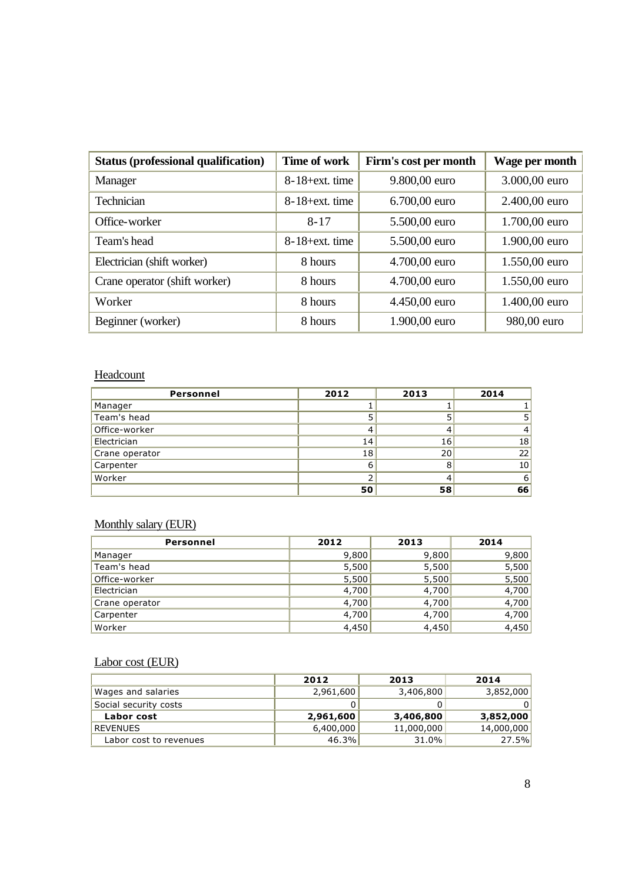| Status (professional qualification) | Time of work | Firm's cost per month | Wage per month |
|---|---|---|---|
| Manager | 8-18+ext. time | 9.800,00 euro | 3.000,00 euro |
| Technician | 8-18+ext. time | 6.700,00 euro | 2.400,00 euro |
| Office-worker | 8-17 | 5.500,00 euro | 1.700,00 euro |
| Team's head | 8-18+ext. time | 5.500,00 euro | 1.900,00 euro |
| Electrician (shift worker) | 8 hours | 4.700,00 euro | 1.550,00 euro |
| Crane operator (shift worker) | 8 hours | 4.700,00 euro | 1.550,00 euro |
| Worker | 8 hours | 4.450,00 euro | 1.400,00 euro |
| Beginner (worker) | 8 hours | 1.900,00 euro | 980,00 euro |

Headcount

| Personnel | 2012 | 2013 | 2014 |
|---|---|---|---|
| Manager | 1 | 1 | 1 |
| Team's head | 5 | 5 | 5 |
| Office-worker | 4 | 4 | 4 |
| Electrician | 14 | 16 | 18 |
| Crane operator | 18 | 20 | 22 |
| Carpenter | 6 | 8 | 10 |
| Worker | 2 | 4 | 6 |
| | **50** | **58** | **66** |

Monthly salary (EUR)

| Personnel | 2012 | 2013 | 2014 |
|---|---|---|---|
| Manager | 9,800 | 9,800 | 9,800 |
| Team's head | 5,500 | 5,500 | 5,500 |
| Office-worker | 5,500 | 5,500 | 5,500 |
| Electrician | 4,700 | 4,700 | 4,700 |
| Crane operator | 4,700 | 4,700 | 4,700 |
| Carpenter | 4,700 | 4,700 | 4,700 |
| Worker | 4,450 | 4,450 | 4,450 |

Labor cost (EUR)

| | 2012 | 2013 | 2014 |
|---|---|---|---|
| Wages and salaries | 2,961,600 | 3,406,800 | 3,852,000 |
| Social security costs | 0 | 0 | 0 |
| **Labor cost** | **2,961,600** | **3,406,800** | **3,852,000** |
| REVENUES | 6,400,000 | 11,000,000 | 14,000,000 |
| Labor cost to revenues | 46.3% | 31.0% | 27.5% |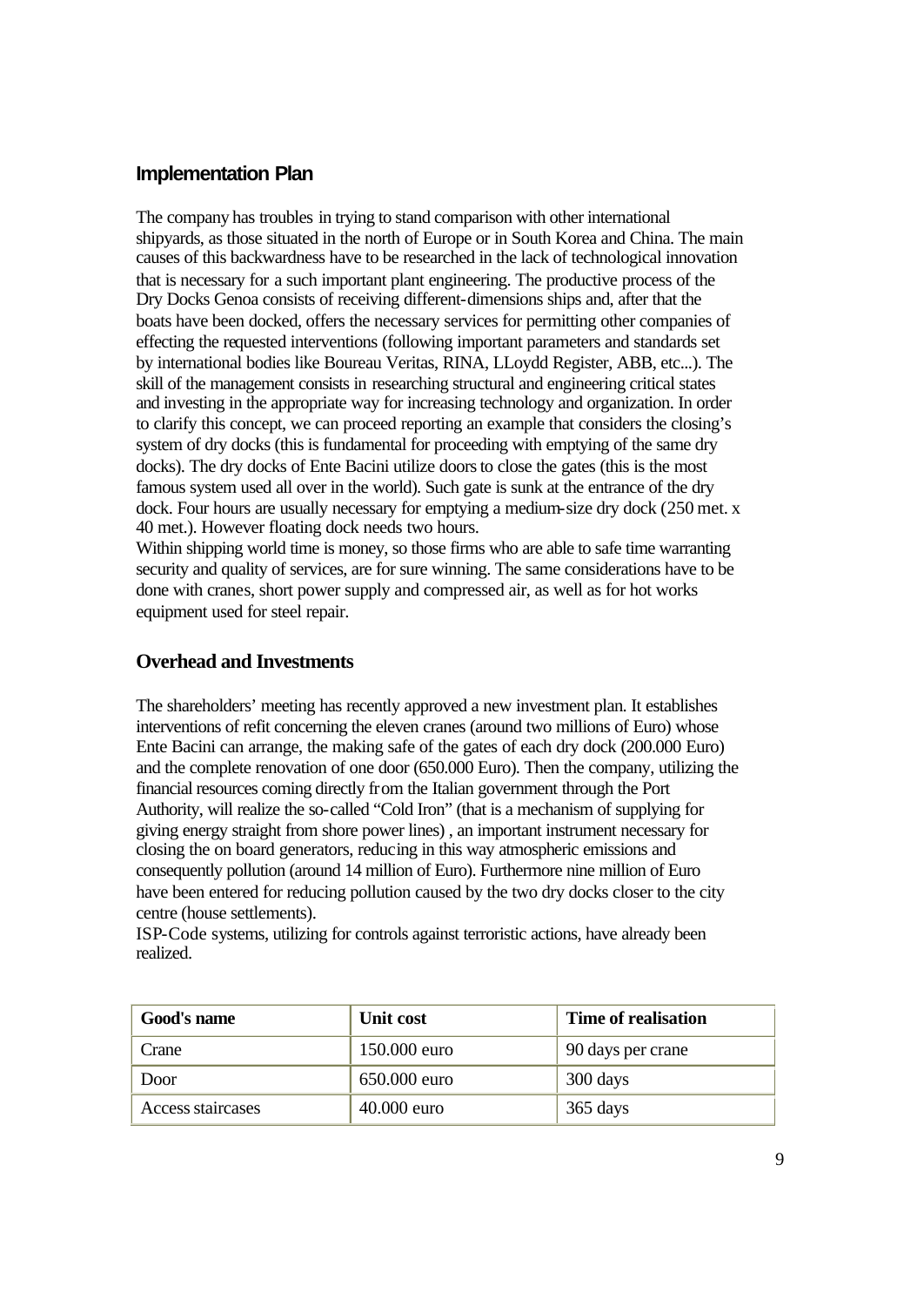## Implementation Plan

The company has troubles in trying to stand comparison with other international shipyards, as those situated in the north of Europe or in South Korea and China. The main causes of this backwardness have to be researched in the lack of technological innovation that is necessary for a such important plant engineering. The productive process of the Dry Docks Genoa consists of receiving different-dimensions ships and, after that the boats have been docked, offers the necessary services for permitting other companies of effecting the requested interventions (following important parameters and standards set by international bodies like Boureau Veritas, RINA, LLoydd Register, ABB, etc...). The skill of the management consists in researching structural and engineering critical states and investing in the appropriate way for increasing technology and organization. In order to clarify this concept, we can proceed reporting an example that considers the closing's system of dry docks (this is fundamental for proceeding with emptying of the same dry docks). The dry docks of Ente Bacini utilize doors to close the gates (this is the most famous system used all over in the world). Such gate is sunk at the entrance of the dry dock. Four hours are usually necessary for emptying a medium-size dry dock (250 met. x 40 met.). However floating dock needs two hours.

Within shipping world time is money, so those firms who are able to safe time warranting security and quality of services, are for sure winning. The same considerations have to be done with cranes, short power supply and compressed air, as well as for hot works equipment used for steel repair.

## Overhead and Investments

The shareholders' meeting has recently approved a new investment plan. It establishes interventions of refit concerning the eleven cranes (around two millions of Euro) whose Ente Bacini can arrange, the making safe of the gates of each dry dock (200.000 Euro) and the complete renovation of one door (650.000 Euro). Then the company, utilizing the financial resources coming directly from the Italian government through the Port Authority, will realize the so-called "Cold Iron" (that is a mechanism of supplying for giving energy straight from shore power lines) , an important instrument necessary for closing the on board generators, reducing in this way atmospheric emissions and consequently pollution (around 14 million of Euro). Furthermore nine million of Euro have been entered for reducing pollution caused by the two dry docks closer to the city centre (house settlements).

ISP-Code systems, utilizing for controls against terroristic actions, have already been realized.

| Good's name | Unit cost | Time of realisation |
|---|---|---|
| Crane | 150.000 euro | 90 days per crane |
| Door | 650.000 euro | 300 days |
| Access staircases | 40.000 euro | 365 days |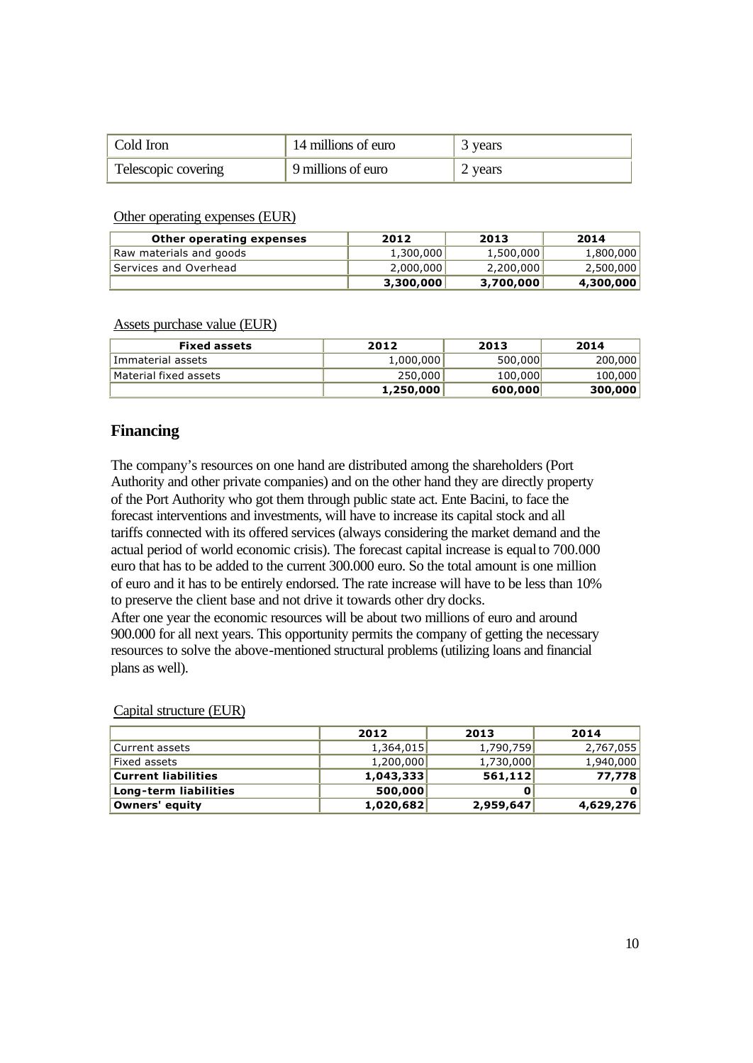| Cold Iron | 14 millions of euro | 3 years |
|---|---|---|
| Telescopic covering | 9 millions of euro | 2 years |

Other operating expenses (EUR)

| Other operating expenses | 2012 | 2013 | 2014 |
|---|---|---|---|
| Raw materials and goods | 1,300,000 | 1,500,000 | 1,800,000 |
| Services and Overhead | 2,000,000 | 2,200,000 | 2,500,000 |
| | **3,300,000** | **3,700,000** | **4,300,000** |

Assets purchase value (EUR)

| Fixed assets | 2012 | 2013 | 2014 |
|---|---|---|---|
| Immaterial assets | 1,000,000 | 500,000 | 200,000 |
| Material fixed assets | 250,000 | 100,000 | 100,000 |
| | **1,250,000** | **600,000** | **300,000** |

## Financing

The company's resources on one hand are distributed among the shareholders (Port Authority and other private companies) and on the other hand they are directly property of the Port Authority who got them through public state act. Ente Bacini, to face the forecast interventions and investments, will have to increase its capital stock and all tariffs connected with its offered services (always considering the market demand and the actual period of world economic crisis). The forecast capital increase is equal to 700.000 euro that has to be added to the current 300.000 euro. So the total amount is one million of euro and it has to be entirely endorsed. The rate increase will have to be less than 10% to preserve the client base and not drive it towards other dry docks.
After one year the economic resources will be about two millions of euro and around 900.000 for all next years. This opportunity permits the company of getting the necessary resources to solve the above-mentioned structural problems (utilizing loans and financial plans as well).

Capital structure (EUR)

| | 2012 | 2013 | 2014 |
|---|---|---|---|
| Current assets | 1,364,015 | 1,790,759 | 2,767,055 |
| Fixed assets | 1,200,000 | 1,730,000 | 1,940,000 |
| **Current liabilities** | **1,043,333** | **561,112** | **77,778** |
| **Long-term liabilities** | **500,000** | **0** | **0** |
| **Owners' equity** | **1,020,682** | **2,959,647** | **4,629,276** |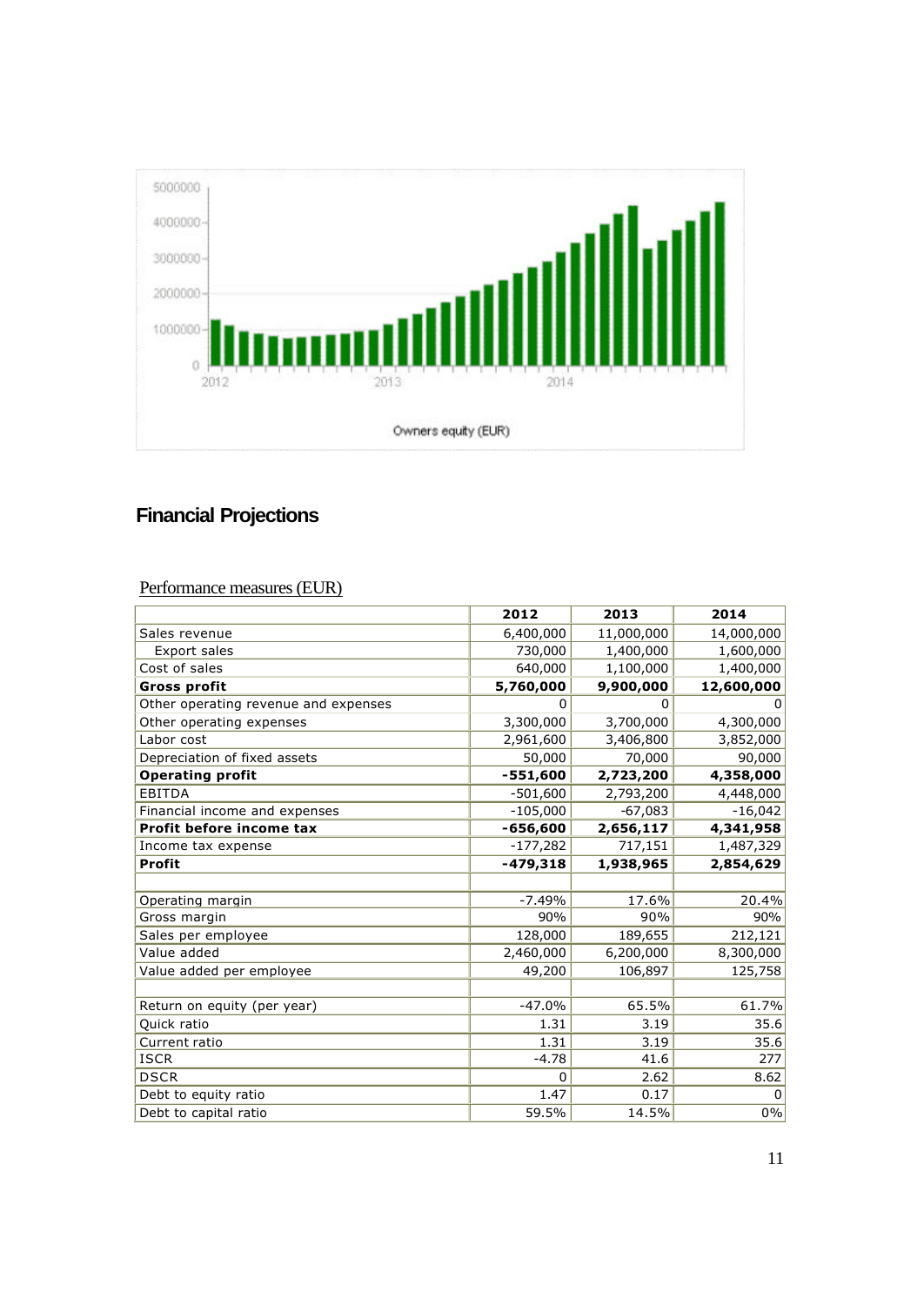## Financial Projections

Performance measures (EUR)

| | 2012 | 2013 | 2014 |
|---|---|---|---|
| Sales revenue | 6,400,000 | 11,000,000 | 14,000,000 |
| Export sales | 730,000 | 1,400,000 | 1,600,000 |
| Cost of sales | 640,000 | 1,100,000 | 1,400,000 |
| **Gross profit** | **5,760,000** | **9,900,000** | **12,600,000** |
| Other operating revenue and expenses | 0 | 0 | 0 |
| Other operating expenses | 3,300,000 | 3,700,000 | 4,300,000 |
| Labor cost | 2,961,600 | 3,406,800 | 3,852,000 |
| Depreciation of fixed assets | 50,000 | 70,000 | 90,000 |
| **Operating profit** | **-551,600** | **2,723,200** | **4,358,000** |
| EBITDA | -501,600 | 2,793,200 | 4,448,000 |
| Financial income and expenses | -105,000 | -67,083 | -16,042 |
| **Profit before income tax** | **-656,600** | **2,656,117** | **4,341,958** |
| Income tax expense | -177,282 | 717,151 | 1,487,329 |
| **Profit** | **-479,318** | **1,938,965** | **2,854,629** |
| | | | |
| Operating margin | -7.49% | 17.6% | 20.4% |
| Gross margin | 90% | 90% | 90% |
| Sales per employee | 128,000 | 189,655 | 212,121 |
| Value added | 2,460,000 | 6,200,000 | 8,300,000 |
| Value added per employee | 49,200 | 106,897 | 125,758 |
| | | | |
| Return on equity (per year) | -47.0% | 65.5% | 61.7% |
| Quick ratio | 1.31 | 3.19 | 35.6 |
| Current ratio | 1.31 | 3.19 | 35.6 |
| ISCR | -4.78 | 41.6 | 277 |
| DSCR | 0 | 2.62 | 8.62 |
| Debt to equity ratio | 1.47 | 0.17 | 0 |
| Debt to capital ratio | 59.5% | 14.5% | 0% |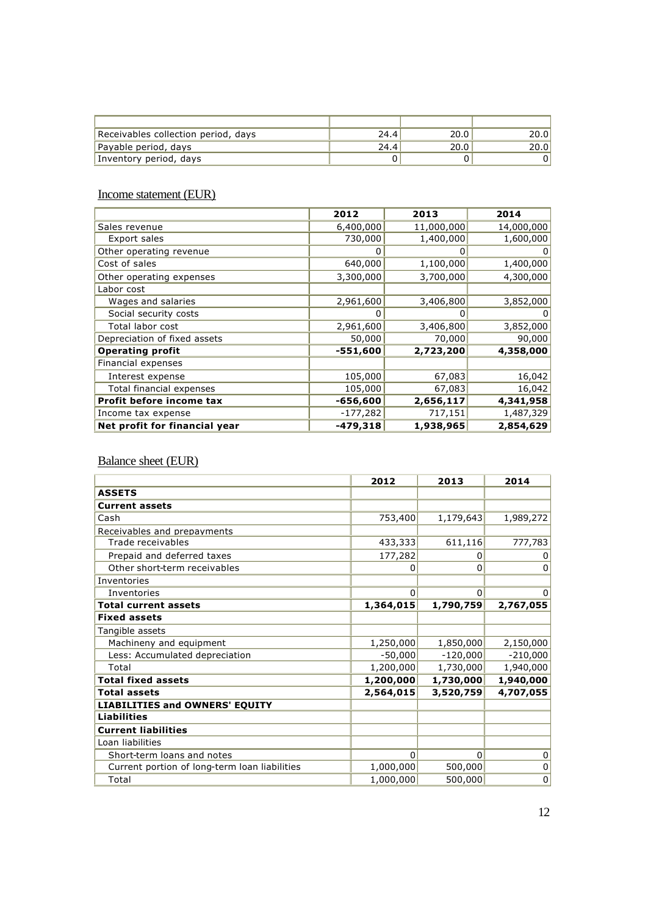| | | | |
|---|---|---|---|
| Receivables collection period, days | 24.4 | 20.0 | 20.0 |
| Payable period, days | 24.4 | 20.0 | 20.0 |
| Inventory period, days | 0 | 0 | 0 |

## Income statement (EUR)

| | 2012 | 2013 | 2014 |
|---|---|---|---|
| Sales revenue | 6,400,000 | 11,000,000 | 14,000,000 |
| Export sales | 730,000 | 1,400,000 | 1,600,000 |
| Other operating revenue | 0 | 0 | 0 |
| Cost of sales | 640,000 | 1,100,000 | 1,400,000 |
| Other operating expenses | 3,300,000 | 3,700,000 | 4,300,000 |
| Labor cost | | | |
| Wages and salaries | 2,961,600 | 3,406,800 | 3,852,000 |
| Social security costs | 0 | 0 | 0 |
| Total labor cost | 2,961,600 | 3,406,800 | 3,852,000 |
| Depreciation of fixed assets | 50,000 | 70,000 | 90,000 |
| **Operating profit** | **-551,600** | **2,723,200** | **4,358,000** |
| Financial expenses | | | |
| Interest expense | 105,000 | 67,083 | 16,042 |
| Total financial expenses | 105,000 | 67,083 | 16,042 |
| **Profit before income tax** | **-656,600** | **2,656,117** | **4,341,958** |
| Income tax expense | -177,282 | 717,151 | 1,487,329 |
| **Net profit for financial year** | **-479,318** | **1,938,965** | **2,854,629** |

## Balance sheet (EUR)

| | 2012 | 2013 | 2014 |
|---|---|---|---|
| **ASSETS** | | | |
| **Current assets** | | | |
| Cash | 753,400 | 1,179,643 | 1,989,272 |
| Receivables and prepayments | | | |
| Trade receivables | 433,333 | 611,116 | 777,783 |
| Prepaid and deferred taxes | 177,282 | 0 | 0 |
| Other short-term receivables | 0 | 0 | 0 |
| Inventories | | | |
| Inventories | 0 | 0 | 0 |
| **Total current assets** | **1,364,015** | **1,790,759** | **2,767,055** |
| **Fixed assets** | | | |
| Tangible assets | | | |
| Machineny and equipment | 1,250,000 | 1,850,000 | 2,150,000 |
| Less: Accumulated depreciation | -50,000 | -120,000 | -210,000 |
| Total | 1,200,000 | 1,730,000 | 1,940,000 |
| **Total fixed assets** | **1,200,000** | **1,730,000** | **1,940,000** |
| **Total assets** | **2,564,015** | **3,520,759** | **4,707,055** |
| **LIABILITIES and OWNERS' EQUITY** | | | |
| **Liabilities** | | | |
| **Current liabilities** | | | |
| Loan liabilities | | | |
| Short-term loans and notes | 0 | 0 | 0 |
| Current portion of long-term loan liabilities | 1,000,000 | 500,000 | 0 |
| Total | 1,000,000 | 500,000 | 0 |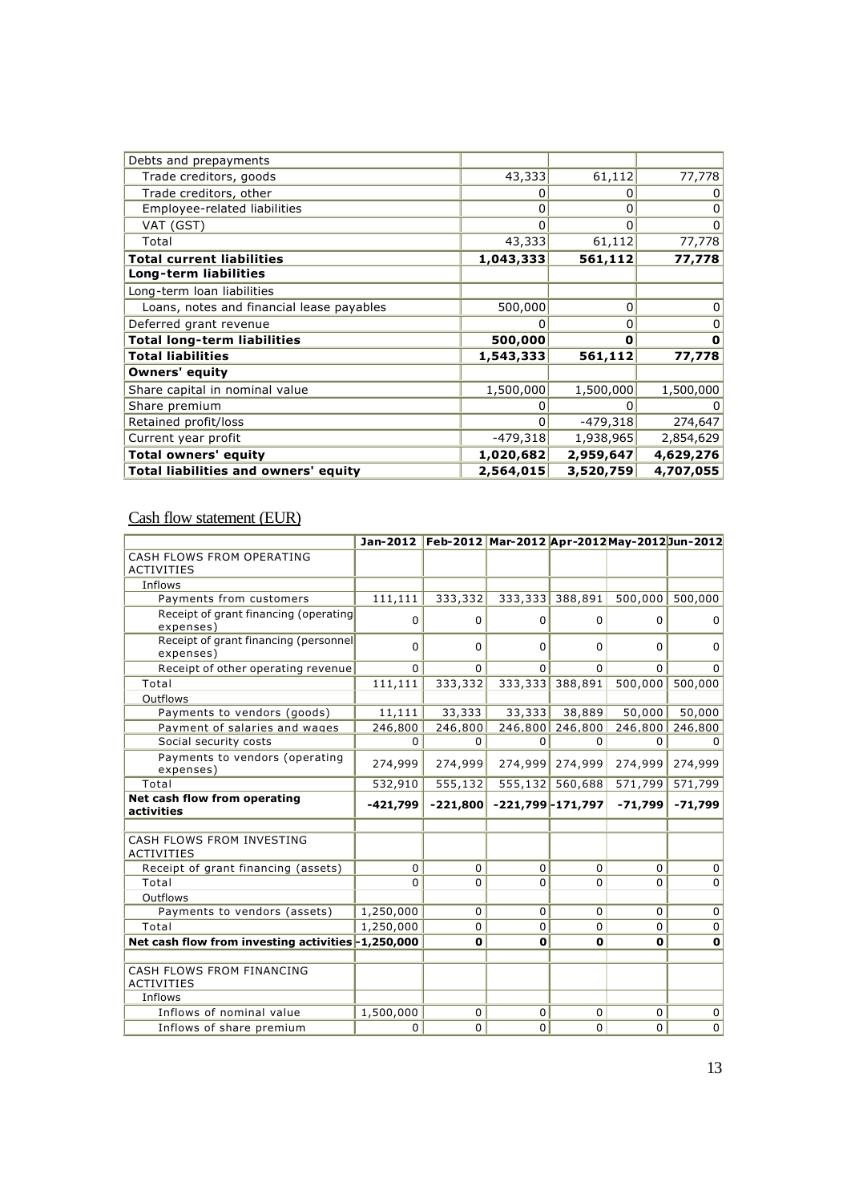| | | | |
|---|---|---|---|
| Debts and prepayments | | | |
| Trade creditors, goods | 43,333 | 61,112 | 77,778 |
| Trade creditors, other | 0 | 0 | 0 |
| Employee-related liabilities | 0 | 0 | 0 |
| VAT (GST) | 0 | 0 | 0 |
| Total | 43,333 | 61,112 | 77,778 |
| **Total current liabilities** | **1,043,333** | **561,112** | **77,778** |
| **Long-term liabilities** | | | |
| Long-term loan liabilities | | | |
| Loans, notes and financial lease payables | 500,000 | 0 | 0 |
| Deferred grant revenue | 0 | 0 | 0 |
| **Total long-term liabilities** | **500,000** | **0** | **0** |
| **Total liabilities** | **1,543,333** | **561,112** | **77,778** |
| **Owners' equity** | | | |
| Share capital in nominal value | 1,500,000 | 1,500,000 | 1,500,000 |
| Share premium | 0 | 0 | 0 |
| Retained profit/loss | 0 | -479,318 | 274,647 |
| Current year profit | -479,318 | 1,938,965 | 2,854,629 |
| **Total owners' equity** | **1,020,682** | **2,959,647** | **4,629,276** |
| **Total liabilities and owners' equity** | **2,564,015** | **3,520,759** | **4,707,055** |

## Cash flow statement (EUR)

| | Jan-2012 | Feb-2012 | Mar-2012 | Apr-2012 | May-2012 | Jun-2012 |
|---|---|---|---|---|---|---|
| CASH FLOWS FROM OPERATING ACTIVITIES | | | | | | |
| Inflows | | | | | | |
| Payments from customers | 111,111 | 333,332 | 333,333 | 388,891 | 500,000 | 500,000 |
| Receipt of grant financing (operating expenses) | 0 | 0 | 0 | 0 | 0 | 0 |
| Receipt of grant financing (personnel expenses) | 0 | 0 | 0 | 0 | 0 | 0 |
| Receipt of other operating revenue | 0 | 0 | 0 | 0 | 0 | 0 |
| Total | 111,111 | 333,332 | 333,333 | 388,891 | 500,000 | 500,000 |
| Outflows | | | | | | |
| Payments to vendors (goods) | 11,111 | 33,333 | 33,333 | 38,889 | 50,000 | 50,000 |
| Payment of salaries and wages | 246,800 | 246,800 | 246,800 | 246,800 | 246,800 | 246,800 |
| Social security costs | 0 | 0 | 0 | 0 | 0 | 0 |
| Payments to vendors (operating expenses) | 274,999 | 274,999 | 274,999 | 274,999 | 274,999 | 274,999 |
| Total | 532,910 | 555,132 | 555,132 | 560,688 | 571,799 | 571,799 |
| **Net cash flow from operating activities** | **-421,799** | **-221,800** | **-221,799** | **-171,797** | **-71,799** | **-71,799** |
| | | | | | | |
| CASH FLOWS FROM INVESTING ACTIVITIES | | | | | | |
| Receipt of grant financing (assets) | 0 | 0 | 0 | 0 | 0 | 0 |
| Total | 0 | 0 | 0 | 0 | 0 | 0 |
| Outflows | | | | | | |
| Payments to vendors (assets) | 1,250,000 | 0 | 0 | 0 | 0 | 0 |
| Total | 1,250,000 | 0 | 0 | 0 | 0 | 0 |
| **Net cash flow from investing activities** | **-1,250,000** | **0** | **0** | **0** | **0** | **0** |
| | | | | | | |
| CASH FLOWS FROM FINANCING ACTIVITIES | | | | | | |
| Inflows | | | | | | |
| Inflows of nominal value | 1,500,000 | 0 | 0 | 0 | 0 | 0 |
| Inflows of share premium | 0 | 0 | 0 | 0 | 0 | 0 |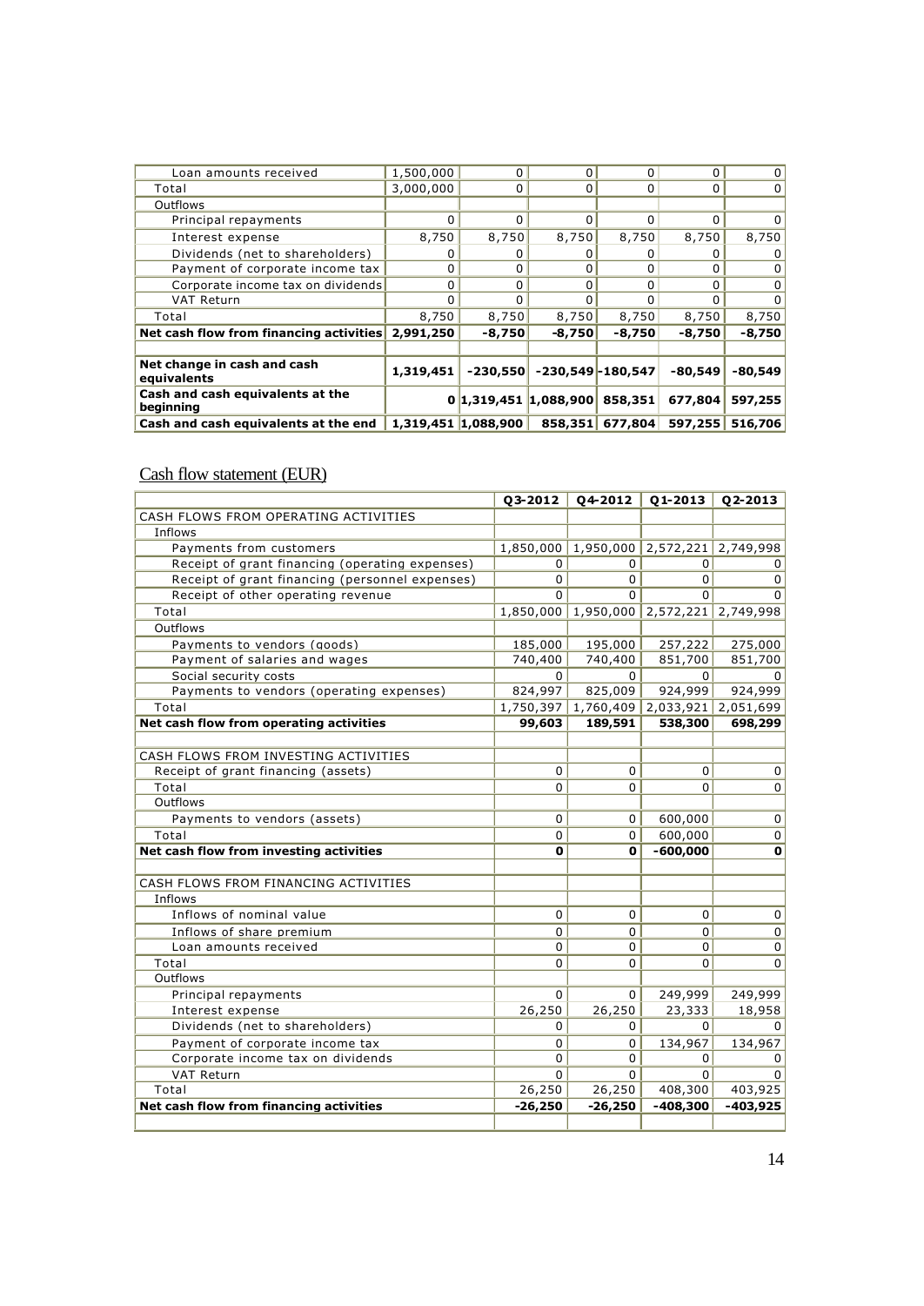| | | | | | | |
|---|---|---|---|---|---|---|
| Loan amounts received | 1,500,000 | 0 | 0 | 0 | 0 | 0 |
| Total | 3,000,000 | 0 | 0 | 0 | 0 | 0 |
| Outflows | | | | | | |
| Principal repayments | 0 | 0 | 0 | 0 | 0 | 0 |
| Interest expense | 8,750 | 8,750 | 8,750 | 8,750 | 8,750 | 8,750 |
| Dividends (net to shareholders) | 0 | 0 | 0 | 0 | 0 | 0 |
| Payment of corporate income tax | 0 | 0 | 0 | 0 | 0 | 0 |
| Corporate income tax on dividends | 0 | 0 | 0 | 0 | 0 | 0 |
| VAT Return | 0 | 0 | 0 | 0 | 0 | 0 |
| Total | 8,750 | 8,750 | 8,750 | 8,750 | 8,750 | 8,750 |
| **Net cash flow from financing activities** | **2,991,250** | **-8,750** | **-8,750** | **-8,750** | **-8,750** | **-8,750** |
| | | | | | | |
| **Net change in cash and cash equivalents** | **1,319,451** | **-230,550** | **-230,549** | **-180,547** | **-80,549** | **-80,549** |
| **Cash and cash equivalents at the beginning** | **0** | **1,319,451** | **1,088,900** | **858,351** | **677,804** | **597,255** |
| **Cash and cash equivalents at the end** | **1,319,451** | **1,088,900** | **858,351** | **677,804** | **597,255** | **516,706** |

## Cash flow statement (EUR)

| | Q3-2012 | Q4-2012 | Q1-2013 | Q2-2013 |
|---|---|---|---|---|
| CASH FLOWS FROM OPERATING ACTIVITIES | | | | |
| Inflows | | | | |
| Payments from customers | 1,850,000 | 1,950,000 | 2,572,221 | 2,749,998 |
| Receipt of grant financing (operating expenses) | 0 | 0 | 0 | 0 |
| Receipt of grant financing (personnel expenses) | 0 | 0 | 0 | 0 |
| Receipt of other operating revenue | 0 | 0 | 0 | 0 |
| Total | 1,850,000 | 1,950,000 | 2,572,221 | 2,749,998 |
| Outflows | | | | |
| Payments to vendors (goods) | 185,000 | 195,000 | 257,222 | 275,000 |
| Payment of salaries and wages | 740,400 | 740,400 | 851,700 | 851,700 |
| Social security costs | 0 | 0 | 0 | 0 |
| Payments to vendors (operating expenses) | 824,997 | 825,009 | 924,999 | 924,999 |
| Total | 1,750,397 | 1,760,409 | 2,033,921 | 2,051,699 |
| **Net cash flow from operating activities** | **99,603** | **189,591** | **538,300** | **698,299** |
| | | | | |
| CASH FLOWS FROM INVESTING ACTIVITIES | | | | |
| Receipt of grant financing (assets) | 0 | 0 | 0 | 0 |
| Total | 0 | 0 | 0 | 0 |
| Outflows | | | | |
| Payments to vendors (assets) | 0 | 0 | 600,000 | 0 |
| Total | 0 | 0 | 600,000 | 0 |
| **Net cash flow from investing activities** | **0** | **0** | **-600,000** | **0** |
| | | | | |
| CASH FLOWS FROM FINANCING ACTIVITIES | | | | |
| Inflows | | | | |
| Inflows of nominal value | 0 | 0 | 0 | 0 |
| Inflows of share premium | 0 | 0 | 0 | 0 |
| Loan amounts received | 0 | 0 | 0 | 0 |
| Total | 0 | 0 | 0 | 0 |
| Outflows | | | | |
| Principal repayments | 0 | 0 | 249,999 | 249,999 |
| Interest expense | 26,250 | 26,250 | 23,333 | 18,958 |
| Dividends (net to shareholders) | 0 | 0 | 0 | 0 |
| Payment of corporate income tax | 0 | 0 | 134,967 | 134,967 |
| Corporate income tax on dividends | 0 | 0 | 0 | 0 |
| VAT Return | 0 | 0 | 0 | 0 |
| Total | 26,250 | 26,250 | 408,300 | 403,925 |
| **Net cash flow from financing activities** | **-26,250** | **-26,250** | **-408,300** | **-403,925** |
| | | | | |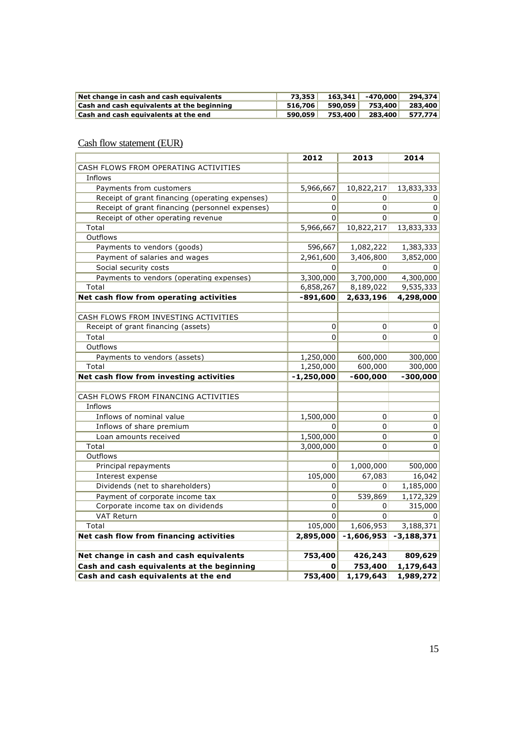| | | | | |
|---|---|---|---|---|
| **Net change in cash and cash equivalents** | **73,353** | **163,341** | **-470,000** | **294,374** |
| **Cash and cash equivalents at the beginning** | **516,706** | **590,059** | **753,400** | **283,400** |
| **Cash and cash equivalents at the end** | **590,059** | **753,400** | **283,400** | **577,774** |

Cash flow statement (EUR)

| | 2012 | 2013 | 2014 |
|---|---|---|---|
| CASH FLOWS FROM OPERATING ACTIVITIES | | | |
| Inflows | | | |
| Payments from customers | 5,966,667 | 10,822,217 | 13,833,333 |
| Receipt of grant financing (operating expenses) | 0 | 0 | 0 |
| Receipt of grant financing (personnel expenses) | 0 | 0 | 0 |
| Receipt of other operating revenue | 0 | 0 | 0 |
| Total | 5,966,667 | 10,822,217 | 13,833,333 |
| Outflows | | | |
| Payments to vendors (goods) | 596,667 | 1,082,222 | 1,383,333 |
| Payment of salaries and wages | 2,961,600 | 3,406,800 | 3,852,000 |
| Social security costs | 0 | 0 | 0 |
| Payments to vendors (operating expenses) | 3,300,000 | 3,700,000 | 4,300,000 |
| Total | 6,858,267 | 8,189,022 | 9,535,333 |
| **Net cash flow from operating activities** | **-891,600** | **2,633,196** | **4,298,000** |
| | | | |
| CASH FLOWS FROM INVESTING ACTIVITIES | | | |
| Receipt of grant financing (assets) | 0 | 0 | 0 |
| Total | 0 | 0 | 0 |
| Outflows | | | |
| Payments to vendors (assets) | 1,250,000 | 600,000 | 300,000 |
| Total | 1,250,000 | 600,000 | 300,000 |
| **Net cash flow from investing activities** | **-1,250,000** | **-600,000** | **-300,000** |
| | | | |
| CASH FLOWS FROM FINANCING ACTIVITIES | | | |
| Inflows | | | |
| Inflows of nominal value | 1,500,000 | 0 | 0 |
| Inflows of share premium | 0 | 0 | 0 |
| Loan amounts received | 1,500,000 | 0 | 0 |
| Total | 3,000,000 | 0 | 0 |
| Outflows | | | |
| Principal repayments | 0 | 1,000,000 | 500,000 |
| Interest expense | 105,000 | 67,083 | 16,042 |
| Dividends (net to shareholders) | 0 | 0 | 1,185,000 |
| Payment of corporate income tax | 0 | 539,869 | 1,172,329 |
| Corporate income tax on dividends | 0 | 0 | 315,000 |
| VAT Return | 0 | 0 | 0 |
| Total | 105,000 | 1,606,953 | 3,188,371 |
| **Net cash flow from financing activities** | **2,895,000** | **-1,606,953** | **-3,188,371** |
| | | | |
| **Net change in cash and cash equivalents** | **753,400** | **426,243** | **809,629** |
| **Cash and cash equivalents at the beginning** | **0** | **753,400** | **1,179,643** |
| **Cash and cash equivalents at the end** | **753,400** | **1,179,643** | **1,989,272** |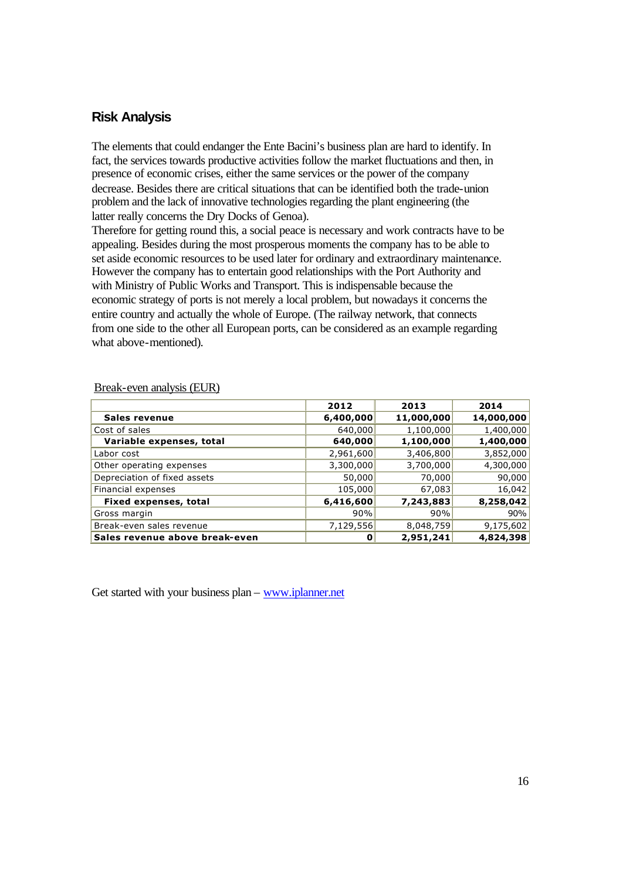## Risk Analysis

The elements that could endanger the Ente Bacini's business plan are hard to identify. In fact, the services towards productive activities follow the market fluctuations and then, in presence of economic crises, either the same services or the power of the company decrease. Besides there are critical situations that can be identified both the trade-union problem and the lack of innovative technologies regarding the plant engineering (the latter really concerns the Dry Docks of Genoa).
Therefore for getting round this, a social peace is necessary and work contracts have to be appealing. Besides during the most prosperous moments the company has to be able to set aside economic resources to be used later for ordinary and extraordinary maintenance. However the company has to entertain good relationships with the Port Authority and with Ministry of Public Works and Transport. This is indispensable because the economic strategy of ports is not merely a local problem, but nowadays it concerns the entire country and actually the whole of Europe. (The railway network, that connects from one side to the other all European ports, can be considered as an example regarding what above-mentioned).

Break-even analysis (EUR)

| | 2012 | 2013 | 2014 |
|---|---|---|---|
| **Sales revenue** | **6,400,000** | **11,000,000** | **14,000,000** |
| Cost of sales | 640,000 | 1,100,000 | 1,400,000 |
| **Variable expenses, total** | **640,000** | **1,100,000** | **1,400,000** |
| Labor cost | 2,961,600 | 3,406,800 | 3,852,000 |
| Other operating expenses | 3,300,000 | 3,700,000 | 4,300,000 |
| Depreciation of fixed assets | 50,000 | 70,000 | 90,000 |
| Financial expenses | 105,000 | 67,083 | 16,042 |
| **Fixed expenses, total** | **6,416,600** | **7,243,883** | **8,258,042** |
| Gross margin | 90% | 90% | 90% |
| Break-even sales revenue | 7,129,556 | 8,048,759 | 9,175,602 |
| **Sales revenue above break-even** | **0** | **2,951,241** | **4,824,398** |

Get started with your business plan – www.iplanner.net